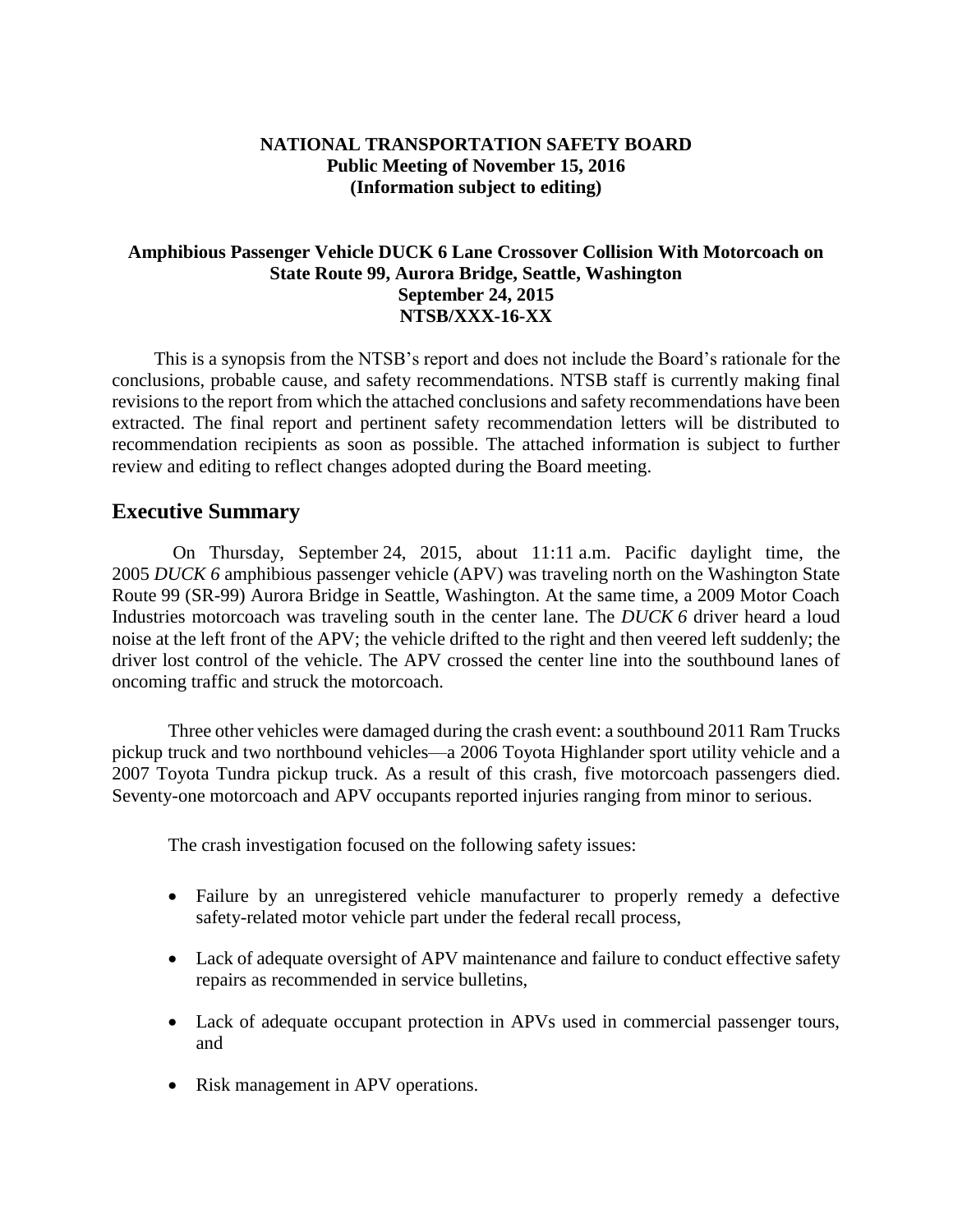**NATIONAL TRANSPORTATION SAFETY BOARD**
**Public Meeting of November 15, 2016**
**(Information subject to editing)**

**Amphibious Passenger Vehicle DUCK 6 Lane Crossover Collision With Motorcoach on State Route 99, Aurora Bridge, Seattle, Washington**
**September 24, 2015**
**NTSB/XXX-16-XX**

This is a synopsis from the NTSB's report and does not include the Board's rationale for the conclusions, probable cause, and safety recommendations. NTSB staff is currently making final revisions to the report from which the attached conclusions and safety recommendations have been extracted. The final report and pertinent safety recommendation letters will be distributed to recommendation recipients as soon as possible. The attached information is subject to further review and editing to reflect changes adopted during the Board meeting.

## Executive Summary

On Thursday, September 24, 2015, about 11:11 a.m. Pacific daylight time, the 2005 *DUCK 6* amphibious passenger vehicle (APV) was traveling north on the Washington State Route 99 (SR-99) Aurora Bridge in Seattle, Washington. At the same time, a 2009 Motor Coach Industries motorcoach was traveling south in the center lane. The *DUCK 6* driver heard a loud noise at the left front of the APV; the vehicle drifted to the right and then veered left suddenly; the driver lost control of the vehicle. The APV crossed the center line into the southbound lanes of oncoming traffic and struck the motorcoach.

Three other vehicles were damaged during the crash event: a southbound 2011 Ram Trucks pickup truck and two northbound vehicles—a 2006 Toyota Highlander sport utility vehicle and a 2007 Toyota Tundra pickup truck. As a result of this crash, five motorcoach passengers died. Seventy-one motorcoach and APV occupants reported injuries ranging from minor to serious.

The crash investigation focused on the following safety issues:

- Failure by an unregistered vehicle manufacturer to properly remedy a defective safety-related motor vehicle part under the federal recall process,
- Lack of adequate oversight of APV maintenance and failure to conduct effective safety repairs as recommended in service bulletins,
- Lack of adequate occupant protection in APVs used in commercial passenger tours, and
- Risk management in APV operations.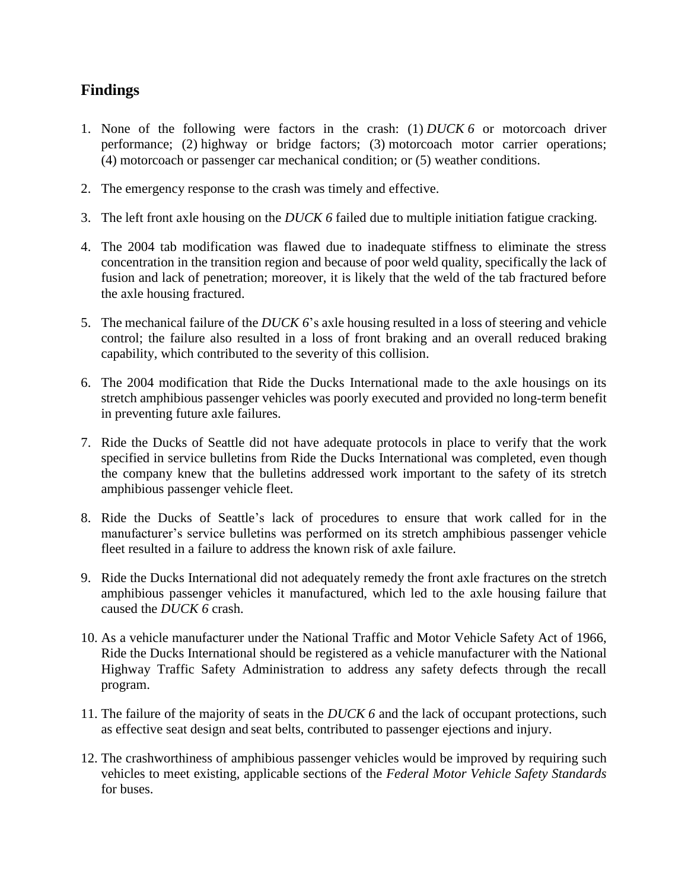## Findings

1. None of the following were factors in the crash: (1) *DUCK 6* or motorcoach driver performance; (2) highway or bridge factors; (3) motorcoach motor carrier operations; (4) motorcoach or passenger car mechanical condition; or (5) weather conditions.

2. The emergency response to the crash was timely and effective.

3. The left front axle housing on the *DUCK 6* failed due to multiple initiation fatigue cracking.

4. The 2004 tab modification was flawed due to inadequate stiffness to eliminate the stress concentration in the transition region and because of poor weld quality, specifically the lack of fusion and lack of penetration; moreover, it is likely that the weld of the tab fractured before the axle housing fractured.

5. The mechanical failure of the *DUCK 6*'s axle housing resulted in a loss of steering and vehicle control; the failure also resulted in a loss of front braking and an overall reduced braking capability, which contributed to the severity of this collision.

6. The 2004 modification that Ride the Ducks International made to the axle housings on its stretch amphibious passenger vehicles was poorly executed and provided no long-term benefit in preventing future axle failures.

7. Ride the Ducks of Seattle did not have adequate protocols in place to verify that the work specified in service bulletins from Ride the Ducks International was completed, even though the company knew that the bulletins addressed work important to the safety of its stretch amphibious passenger vehicle fleet.

8. Ride the Ducks of Seattle's lack of procedures to ensure that work called for in the manufacturer's service bulletins was performed on its stretch amphibious passenger vehicle fleet resulted in a failure to address the known risk of axle failure.

9. Ride the Ducks International did not adequately remedy the front axle fractures on the stretch amphibious passenger vehicles it manufactured, which led to the axle housing failure that caused the *DUCK 6* crash.

10. As a vehicle manufacturer under the National Traffic and Motor Vehicle Safety Act of 1966, Ride the Ducks International should be registered as a vehicle manufacturer with the National Highway Traffic Safety Administration to address any safety defects through the recall program.

11. The failure of the majority of seats in the *DUCK 6* and the lack of occupant protections, such as effective seat design and seat belts, contributed to passenger ejections and injury.

12. The crashworthiness of amphibious passenger vehicles would be improved by requiring such vehicles to meet existing, applicable sections of the *Federal Motor Vehicle Safety Standards* for buses.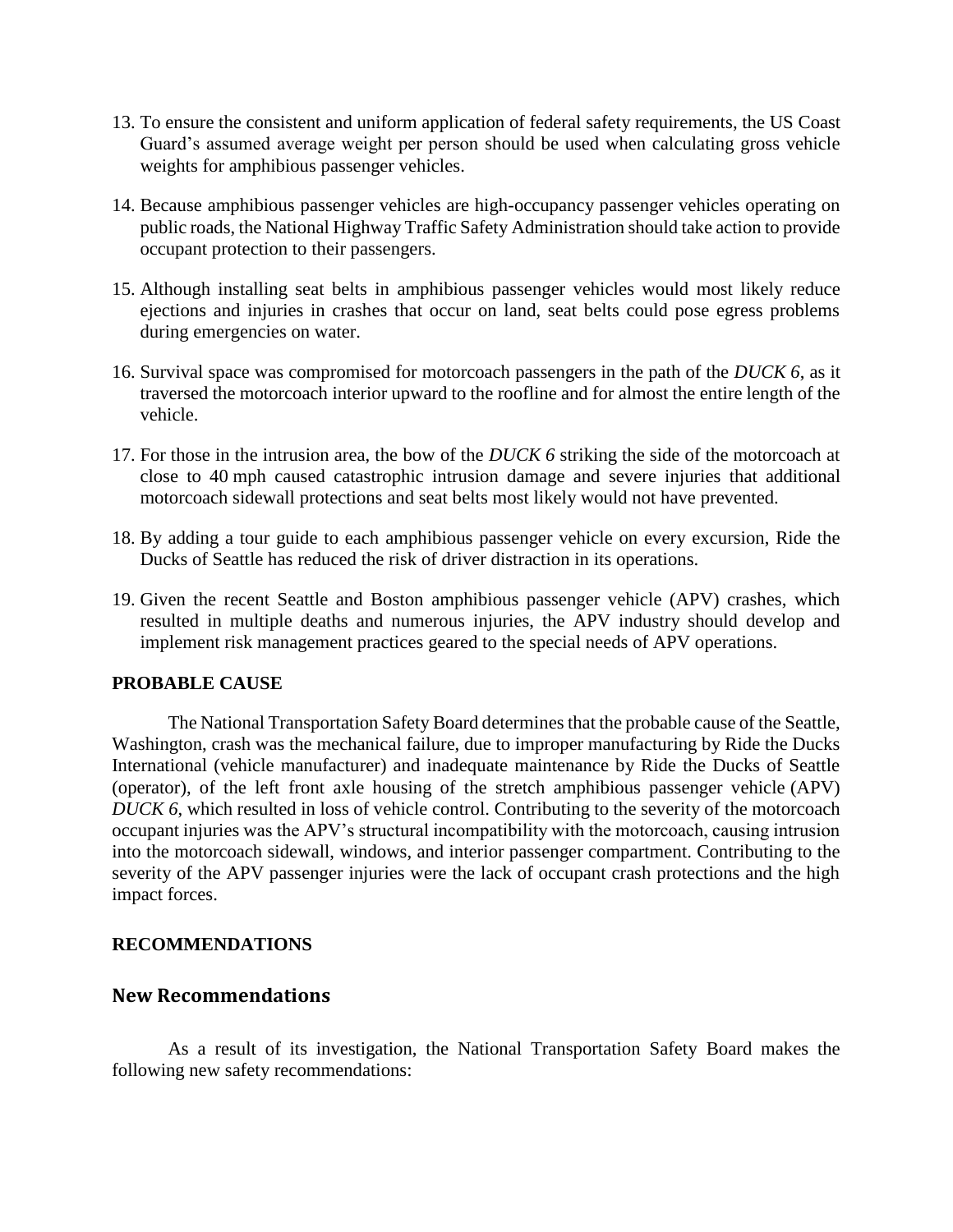13. To ensure the consistent and uniform application of federal safety requirements, the US Coast Guard's assumed average weight per person should be used when calculating gross vehicle weights for amphibious passenger vehicles.

14. Because amphibious passenger vehicles are high-occupancy passenger vehicles operating on public roads, the National Highway Traffic Safety Administration should take action to provide occupant protection to their passengers.

15. Although installing seat belts in amphibious passenger vehicles would most likely reduce ejections and injuries in crashes that occur on land, seat belts could pose egress problems during emergencies on water.

16. Survival space was compromised for motorcoach passengers in the path of the *DUCK 6*, as it traversed the motorcoach interior upward to the roofline and for almost the entire length of the vehicle.

17. For those in the intrusion area, the bow of the *DUCK 6* striking the side of the motorcoach at close to 40 mph caused catastrophic intrusion damage and severe injuries that additional motorcoach sidewall protections and seat belts most likely would not have prevented.

18. By adding a tour guide to each amphibious passenger vehicle on every excursion, Ride the Ducks of Seattle has reduced the risk of driver distraction in its operations.

19. Given the recent Seattle and Boston amphibious passenger vehicle (APV) crashes, which resulted in multiple deaths and numerous injuries, the APV industry should develop and implement risk management practices geared to the special needs of APV operations.

**PROBABLE CAUSE**

The National Transportation Safety Board determines that the probable cause of the Seattle, Washington, crash was the mechanical failure, due to improper manufacturing by Ride the Ducks International (vehicle manufacturer) and inadequate maintenance by Ride the Ducks of Seattle (operator), of the left front axle housing of the stretch amphibious passenger vehicle (APV) *DUCK 6*, which resulted in loss of vehicle control. Contributing to the severity of the motorcoach occupant injuries was the APV's structural incompatibility with the motorcoach, causing intrusion into the motorcoach sidewall, windows, and interior passenger compartment. Contributing to the severity of the APV passenger injuries were the lack of occupant crash protections and the high impact forces.

**RECOMMENDATIONS**

## New Recommendations

As a result of its investigation, the National Transportation Safety Board makes the following new safety recommendations: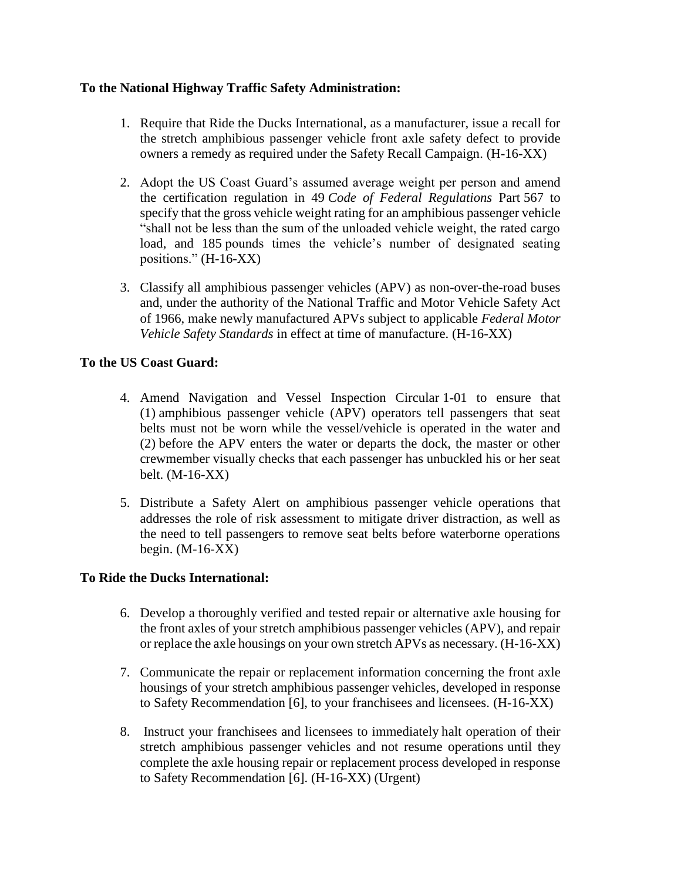**To the National Highway Traffic Safety Administration:**

1. Require that Ride the Ducks International, as a manufacturer, issue a recall for the stretch amphibious passenger vehicle front axle safety defect to provide owners a remedy as required under the Safety Recall Campaign. (H-16-XX)

2. Adopt the US Coast Guard's assumed average weight per person and amend the certification regulation in 49 *Code of Federal Regulations* Part 567 to specify that the gross vehicle weight rating for an amphibious passenger vehicle "shall not be less than the sum of the unloaded vehicle weight, the rated cargo load, and 185 pounds times the vehicle's number of designated seating positions." (H-16-XX)

3. Classify all amphibious passenger vehicles (APV) as non-over-the-road buses and, under the authority of the National Traffic and Motor Vehicle Safety Act of 1966, make newly manufactured APVs subject to applicable *Federal Motor Vehicle Safety Standards* in effect at time of manufacture. (H-16-XX)

**To the US Coast Guard:**

4. Amend Navigation and Vessel Inspection Circular 1-01 to ensure that (1) amphibious passenger vehicle (APV) operators tell passengers that seat belts must not be worn while the vessel/vehicle is operated in the water and (2) before the APV enters the water or departs the dock, the master or other crewmember visually checks that each passenger has unbuckled his or her seat belt. (M-16-XX)

5. Distribute a Safety Alert on amphibious passenger vehicle operations that addresses the role of risk assessment to mitigate driver distraction, as well as the need to tell passengers to remove seat belts before waterborne operations begin. (M-16-XX)

**To Ride the Ducks International:**

6. Develop a thoroughly verified and tested repair or alternative axle housing for the front axles of your stretch amphibious passenger vehicles (APV), and repair or replace the axle housings on your own stretch APVs as necessary. (H-16-XX)

7. Communicate the repair or replacement information concerning the front axle housings of your stretch amphibious passenger vehicles, developed in response to Safety Recommendation [6], to your franchisees and licensees. (H-16-XX)

8. Instruct your franchisees and licensees to immediately halt operation of their stretch amphibious passenger vehicles and not resume operations until they complete the axle housing repair or replacement process developed in response to Safety Recommendation [6]. (H-16-XX) (Urgent)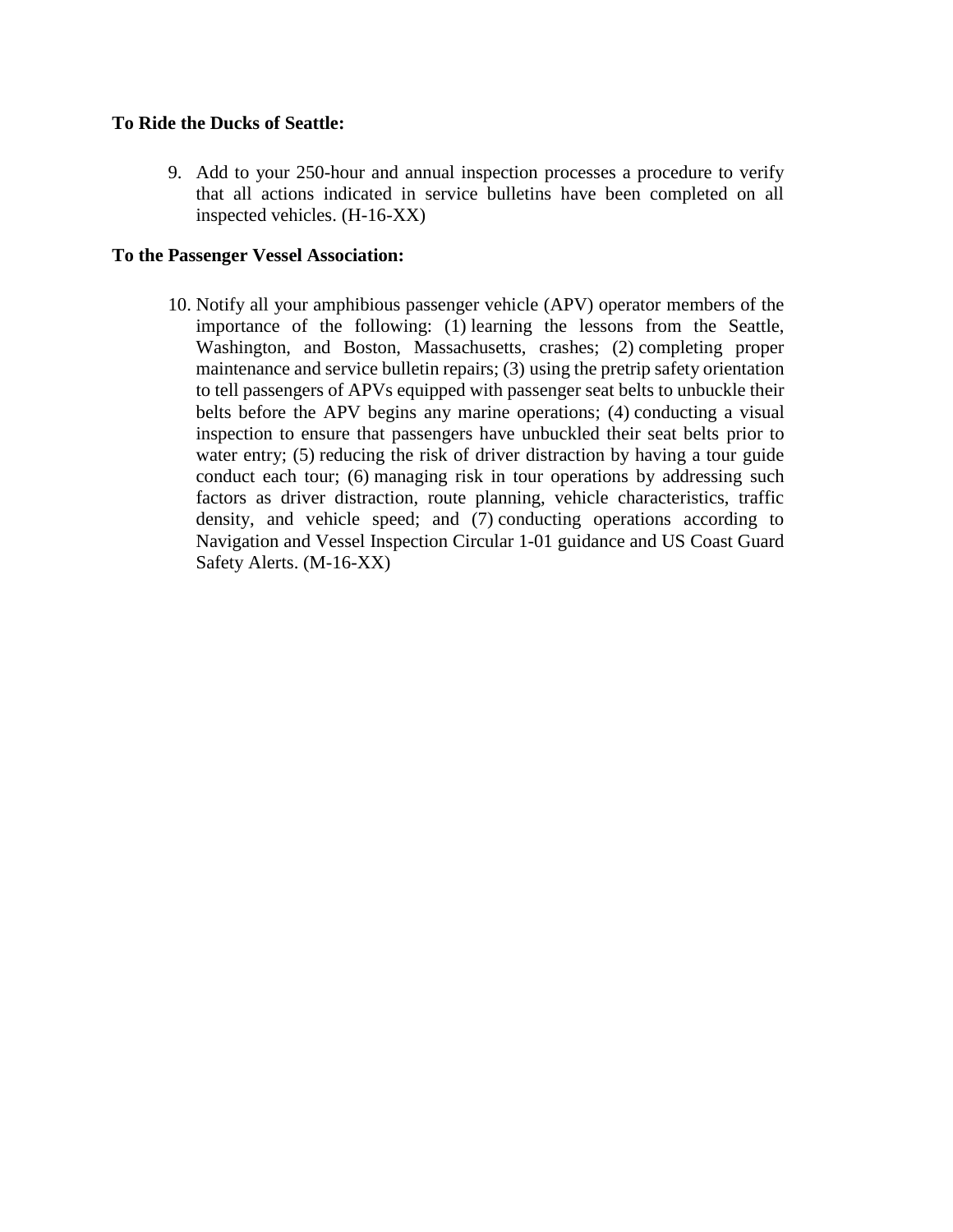**To Ride the Ducks of Seattle:**

9. Add to your 250-hour and annual inspection processes a procedure to verify that all actions indicated in service bulletins have been completed on all inspected vehicles. (H-16-XX)

**To the Passenger Vessel Association:**

10. Notify all your amphibious passenger vehicle (APV) operator members of the importance of the following: (1) learning the lessons from the Seattle, Washington, and Boston, Massachusetts, crashes; (2) completing proper maintenance and service bulletin repairs; (3) using the pretrip safety orientation to tell passengers of APVs equipped with passenger seat belts to unbuckle their belts before the APV begins any marine operations; (4) conducting a visual inspection to ensure that passengers have unbuckled their seat belts prior to water entry; (5) reducing the risk of driver distraction by having a tour guide conduct each tour; (6) managing risk in tour operations by addressing such factors as driver distraction, route planning, vehicle characteristics, traffic density, and vehicle speed; and (7) conducting operations according to Navigation and Vessel Inspection Circular 1-01 guidance and US Coast Guard Safety Alerts. (M-16-XX)